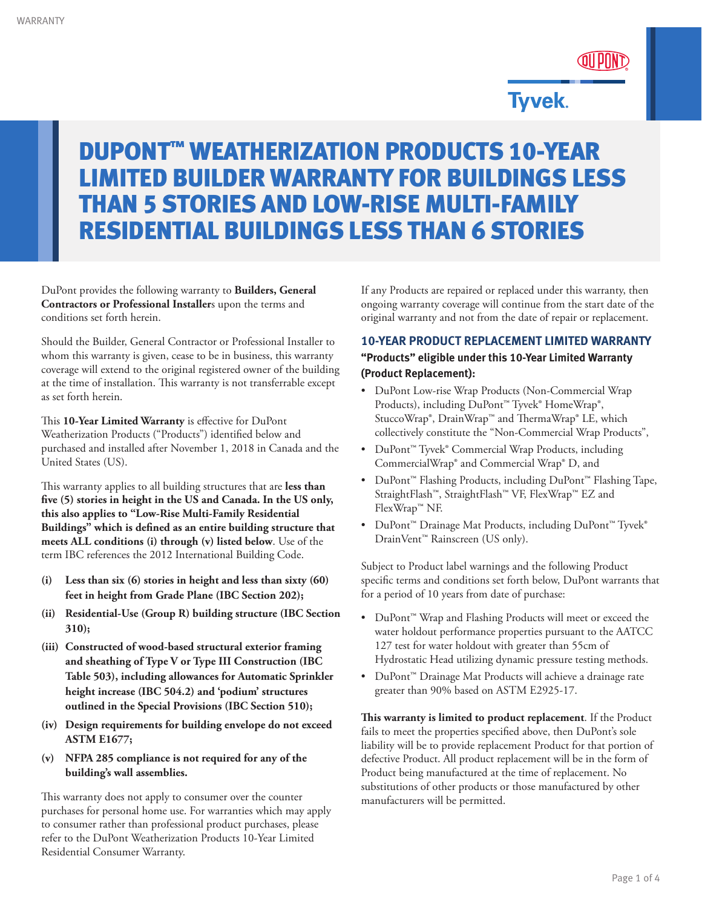# DUPONT™ WEATHERIZATION PRODUCTS 10-YEAR LIMITED BUILDER WARRANTY FOR BUILDINGS LESS THAN 5 STORIES AND LOW-RISE MULTI-FAMILY RESIDENTIAL BUILDINGS LESS THAN 6 STORIES

DuPont provides the following warranty to **Builders, General Contractors or Professional Installer**s upon the terms and conditions set forth herein.

Should the Builder, General Contractor or Professional Installer to whom this warranty is given, cease to be in business, this warranty coverage will extend to the original registered owner of the building at the time of installation. This warranty is not transferrable except as set forth herein.

This **10-Year Limited Warranty** is effective for DuPont Weatherization Products ("Products") identified below and purchased and installed after November 1, 2018 in Canada and the United States (US).

This warranty applies to all building structures that are **less than five (5) stories in height in the US and Canada. In the US only, this also applies to "Low-Rise Multi-Family Residential Buildings" which is defined as an entire building structure that meets ALL conditions (i) through (v) listed below**. Use of the term IBC references the 2012 International Building Code.

- **(i) Less than six (6) stories in height and less than sixty (60) feet in height from Grade Plane (IBC Section 202);**
- **(ii) Residential-Use (Group R) building structure (IBC Section 310);**
- **(iii) Constructed of wood-based structural exterior framing and sheathing of Type V or Type III Construction (IBC Table 503), including allowances for Automatic Sprinkler height increase (IBC 504.2) and 'podium' structures outlined in the Special Provisions (IBC Section 510);**
- **(iv) Design requirements for building envelope do not exceed ASTM E1677;**
- **(v) NFPA 285 compliance is not required for any of the building's wall assemblies.**

This warranty does not apply to consumer over the counter purchases for personal home use. For warranties which may apply to consumer rather than professional product purchases, please refer to the DuPont Weatherization Products 10-Year Limited Residential Consumer Warranty.

If any Products are repaired or replaced under this warranty, then ongoing warranty coverage will continue from the start date of the original warranty and not from the date of repair or replacement.

## 10-YEAR PRODUCT REPLACEMENT LIMITED WARRANTY

### "Products" eligible under this 10-Year Limited Warranty (Product Replacement):

- DuPont Low-rise Wrap Products (Non-Commercial Wrap Products), including DuPont™ Tyvek® HomeWrap®, StuccoWrap®, DrainWrap™ and ThermaWrap® LE, which collectively constitute the "Non-Commercial Wrap Products",
- DuPont™ Tyvek® Commercial Wrap Products, including CommercialWrap® and Commercial Wrap® D, and
- DuPont™ Flashing Products, including DuPont™ Flashing Tape, StraightFlash™, StraightFlash™ VF, FlexWrap™ EZ and FlexWrap™ NF.
- DuPont™ Drainage Mat Products, including DuPont™ Tyvek® DrainVent™ Rainscreen (US only).

Subject to Product label warnings and the following Product specific terms and conditions set forth below, DuPont warrants that for a period of 10 years from date of purchase:

- DuPont™ Wrap and Flashing Products will meet or exceed the water holdout performance properties pursuant to the AATCC 127 test for water holdout with greater than 55cm of Hydrostatic Head utilizing dynamic pressure testing methods.
- DuPont™ Drainage Mat Products will achieve a drainage rate greater than 90% based on ASTM E2925-17.

**This warranty is limited to product replacement**. If the Product fails to meet the properties specified above, then DuPont's sole liability will be to provide replacement Product for that portion of defective Product. All product replacement will be in the form of Product being manufactured at the time of replacement. No substitutions of other products or those manufactured by other manufacturers will be permitted.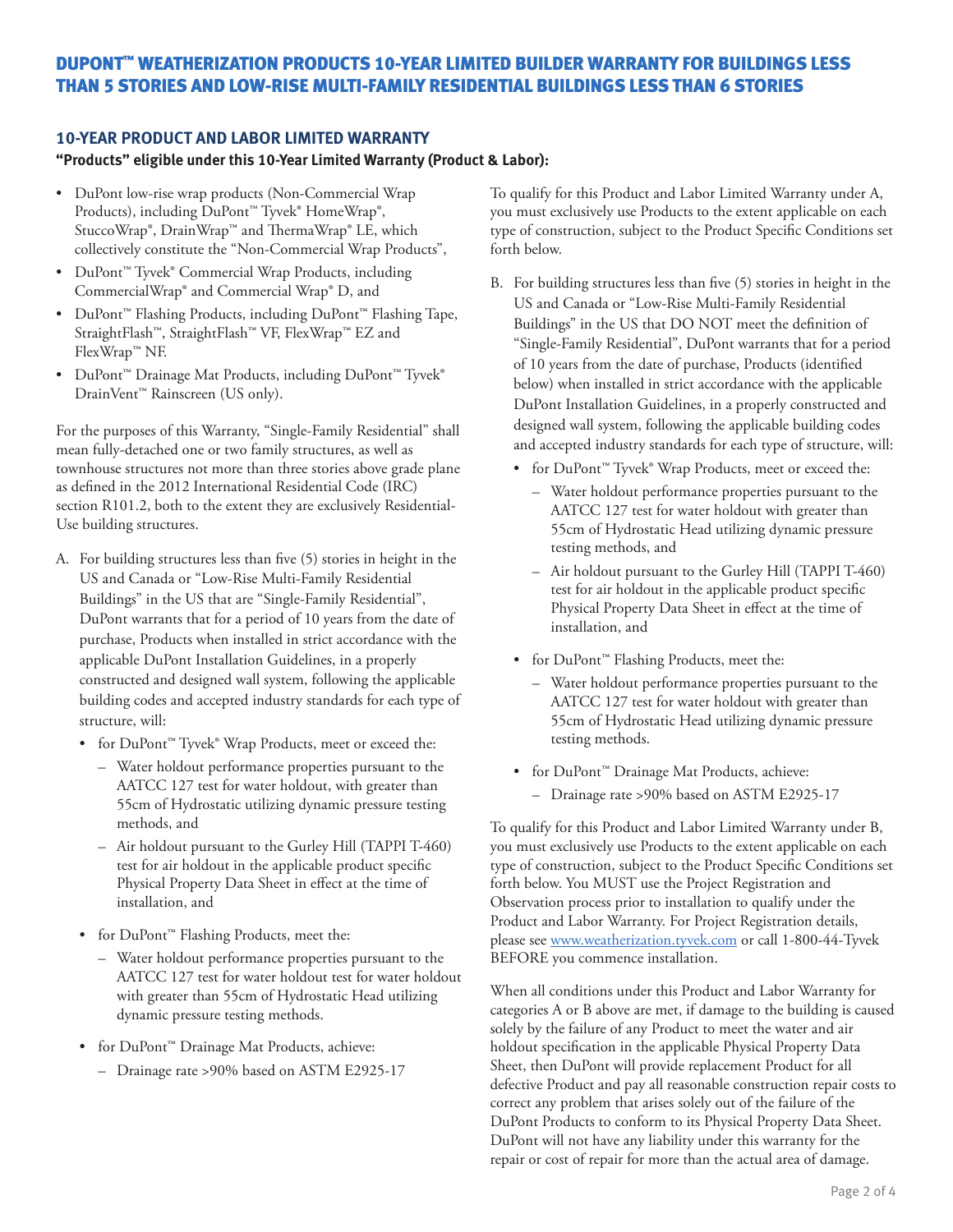# DUPONT™ WEATHERIZATION PRODUCTS 10-YEAR LIMITED BUILDER WARRANTY FOR BUILDINGS LESS THAN 5 STORIES AND LOW-RISE MULTI-FAMILY RESIDENTIAL BUILDINGS LESS THAN 6 STORIES

## 10-YEAR PRODUCT AND LABOR LIMITED WARRANTY

**"Products" eligible under this 10-Year Limited Warranty (Product & Labor):**

- DuPont low-rise wrap products (Non-Commercial Wrap Products), including DuPont™ Tyvek® HomeWrap®, StuccoWrap®, DrainWrap™ and ThermaWrap® LE, which collectively constitute the "Non-Commercial Wrap Products",
- DuPont™ Tyvek® Commercial Wrap Products, including CommercialWrap® and Commercial Wrap® D, and
- DuPont™ Flashing Products, including DuPont™ Flashing Tape, StraightFlash™, StraightFlash™ VF, FlexWrap™ EZ and FlexWrap™ NF.
- DuPont™ Drainage Mat Products, including DuPont™ Tyvek® DrainVent™ Rainscreen (US only).

For the purposes of this Warranty, "Single-Family Residential" shall mean fully-detached one or two family structures, as well as townhouse structures not more than three stories above grade plane as defined in the 2012 International Residential Code (IRC) section R101.2, both to the extent they are exclusively Residential-Use building structures.

A. For building structures less than five (5) stories in height in the US and Canada or "Low-Rise Multi-Family Residential Buildings" in the US that are "Single-Family Residential", DuPont warrants that for a period of 10 years from the date of purchase, Products when installed in strict accordance with the applicable DuPont Installation Guidelines, in a properly constructed and designed wall system, following the applicable building codes and accepted industry standards for each type of structure, will:
   - for DuPont™ Tyvek® Wrap Products, meet or exceed the:
     - Water holdout performance properties pursuant to the AATCC 127 test for water holdout, with greater than 55cm of Hydrostatic utilizing dynamic pressure testing methods, and
     - Air holdout pursuant to the Gurley Hill (TAPPI T-460) test for air holdout in the applicable product specific Physical Property Data Sheet in effect at the time of installation, and
   - for DuPont™ Flashing Products, meet the:
     - Water holdout performance properties pursuant to the AATCC 127 test for water holdout test for water holdout with greater than 55cm of Hydrostatic Head utilizing dynamic pressure testing methods.
   - for DuPont™ Drainage Mat Products, achieve:
     - Drainage rate >90% based on ASTM E2925-17

To qualify for this Product and Labor Limited Warranty under A, you must exclusively use Products to the extent applicable on each type of construction, subject to the Product Specific Conditions set forth below.

B. For building structures less than five (5) stories in height in the US and Canada or "Low-Rise Multi-Family Residential Buildings" in the US that DO NOT meet the definition of "Single-Family Residential", DuPont warrants that for a period of 10 years from the date of purchase, Products (identified below) when installed in strict accordance with the applicable DuPont Installation Guidelines, in a properly constructed and designed wall system, following the applicable building codes and accepted industry standards for each type of structure, will:
   - for DuPont™ Tyvek® Wrap Products, meet or exceed the:
     - Water holdout performance properties pursuant to the AATCC 127 test for water holdout with greater than 55cm of Hydrostatic Head utilizing dynamic pressure testing methods, and
     - Air holdout pursuant to the Gurley Hill (TAPPI T-460) test for air holdout in the applicable product specific Physical Property Data Sheet in effect at the time of installation, and
   - for DuPont™ Flashing Products, meet the:
     - Water holdout performance properties pursuant to the AATCC 127 test for water holdout with greater than 55cm of Hydrostatic Head utilizing dynamic pressure testing methods.
   - for DuPont™ Drainage Mat Products, achieve:
     - Drainage rate >90% based on ASTM E2925-17

To qualify for this Product and Labor Limited Warranty under B, you must exclusively use Products to the extent applicable on each type of construction, subject to the Product Specific Conditions set forth below. You MUST use the Project Registration and Observation process prior to installation to qualify under the Product and Labor Warranty. For Project Registration details, please see www.weatherization.tyvek.com or call 1-800-44-Tyvek BEFORE you commence installation.

When all conditions under this Product and Labor Warranty for categories A or B above are met, if damage to the building is caused solely by the failure of any Product to meet the water and air holdout specification in the applicable Physical Property Data Sheet, then DuPont will provide replacement Product for all defective Product and pay all reasonable construction repair costs to correct any problem that arises solely out of the failure of the DuPont Products to conform to its Physical Property Data Sheet. DuPont will not have any liability under this warranty for the repair or cost of repair for more than the actual area of damage.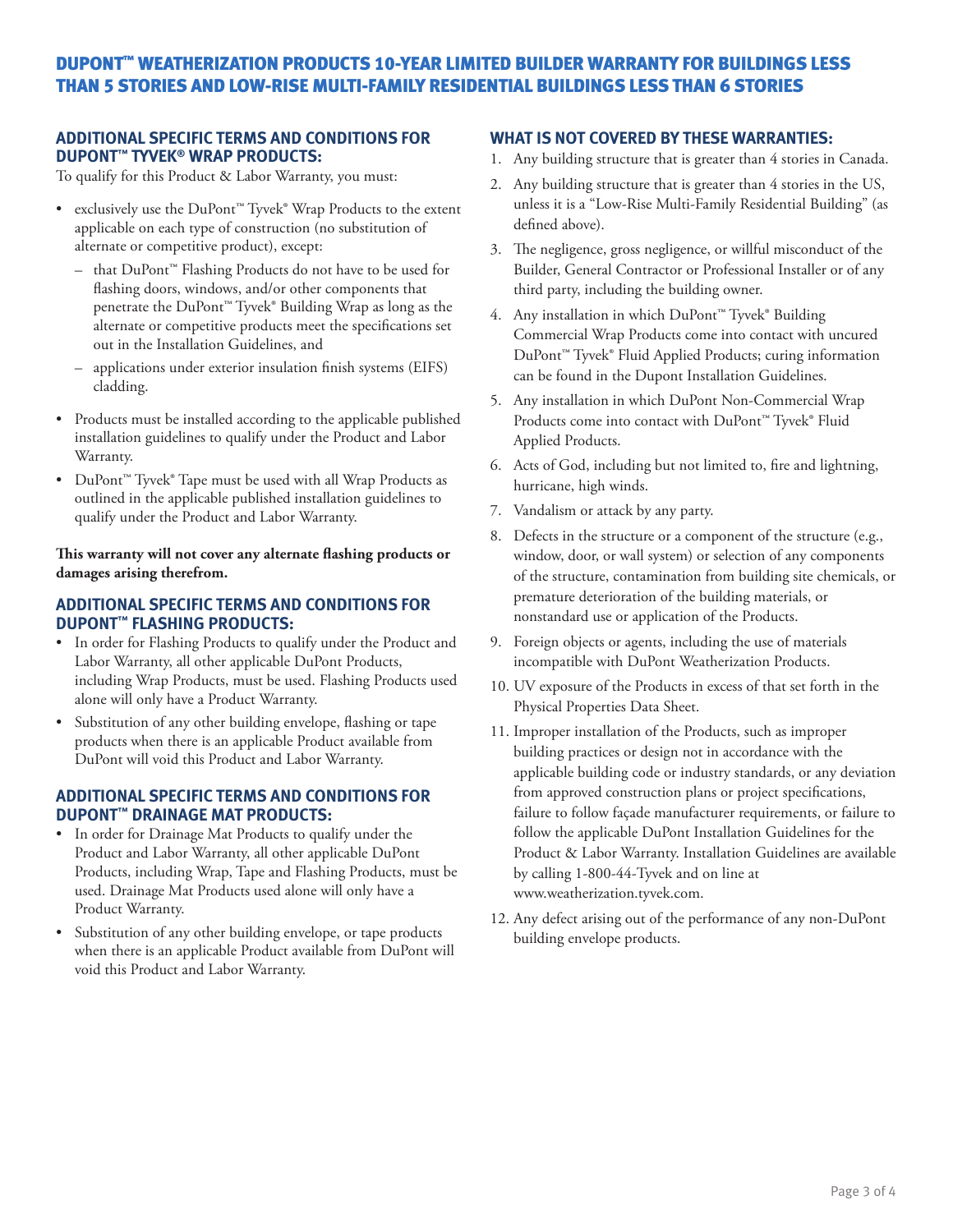# DUPONT™ WEATHERIZATION PRODUCTS 10-YEAR LIMITED BUILDER WARRANTY FOR BUILDINGS LESS THAN 5 STORIES AND LOW-RISE MULTI-FAMILY RESIDENTIAL BUILDINGS LESS THAN 6 STORIES

## ADDITIONAL SPECIFIC TERMS AND CONDITIONS FOR DUPONT™ TYVEK® WRAP PRODUCTS:

To qualify for this Product & Labor Warranty, you must:

- exclusively use the DuPont™ Tyvek® Wrap Products to the extent applicable on each type of construction (no substitution of alternate or competitive product), except:
  - that DuPont™ Flashing Products do not have to be used for flashing doors, windows, and/or other components that penetrate the DuPont™ Tyvek® Building Wrap as long as the alternate or competitive products meet the specifications set out in the Installation Guidelines, and
  - applications under exterior insulation finish systems (EIFS) cladding.
- Products must be installed according to the applicable published installation guidelines to qualify under the Product and Labor Warranty.
- DuPont™ Tyvek® Tape must be used with all Wrap Products as outlined in the applicable published installation guidelines to qualify under the Product and Labor Warranty.

**This warranty will not cover any alternate flashing products or damages arising therefrom.**

## ADDITIONAL SPECIFIC TERMS AND CONDITIONS FOR DUPONT™ FLASHING PRODUCTS:

- In order for Flashing Products to qualify under the Product and Labor Warranty, all other applicable DuPont Products, including Wrap Products, must be used. Flashing Products used alone will only have a Product Warranty.
- Substitution of any other building envelope, flashing or tape products when there is an applicable Product available from DuPont will void this Product and Labor Warranty.

## ADDITIONAL SPECIFIC TERMS AND CONDITIONS FOR DUPONT™ DRAINAGE MAT PRODUCTS:

- In order for Drainage Mat Products to qualify under the Product and Labor Warranty, all other applicable DuPont Products, including Wrap, Tape and Flashing Products, must be used. Drainage Mat Products used alone will only have a Product Warranty.
- Substitution of any other building envelope, or tape products when there is an applicable Product available from DuPont will void this Product and Labor Warranty.

## WHAT IS NOT COVERED BY THESE WARRANTIES:

1. Any building structure that is greater than 4 stories in Canada.
2. Any building structure that is greater than 4 stories in the US, unless it is a "Low-Rise Multi-Family Residential Building" (as defined above).
3. The negligence, gross negligence, or willful misconduct of the Builder, General Contractor or Professional Installer or of any third party, including the building owner.
4. Any installation in which DuPont™ Tyvek® Building Commercial Wrap Products come into contact with uncured DuPont™ Tyvek® Fluid Applied Products; curing information can be found in the Dupont Installation Guidelines.
5. Any installation in which DuPont Non-Commercial Wrap Products come into contact with DuPont™ Tyvek® Fluid Applied Products.
6. Acts of God, including but not limited to, fire and lightning, hurricane, high winds.
7. Vandalism or attack by any party.
8. Defects in the structure or a component of the structure (e.g., window, door, or wall system) or selection of any components of the structure, contamination from building site chemicals, or premature deterioration of the building materials, or nonstandard use or application of the Products.
9. Foreign objects or agents, including the use of materials incompatible with DuPont Weatherization Products.
10. UV exposure of the Products in excess of that set forth in the Physical Properties Data Sheet.
11. Improper installation of the Products, such as improper building practices or design not in accordance with the applicable building code or industry standards, or any deviation from approved construction plans or project specifications, failure to follow façade manufacturer requirements, or failure to follow the applicable DuPont Installation Guidelines for the Product & Labor Warranty. Installation Guidelines are available by calling 1-800-44-Tyvek and on line at www.weatherization.tyvek.com.
12. Any defect arising out of the performance of any non-DuPont building envelope products.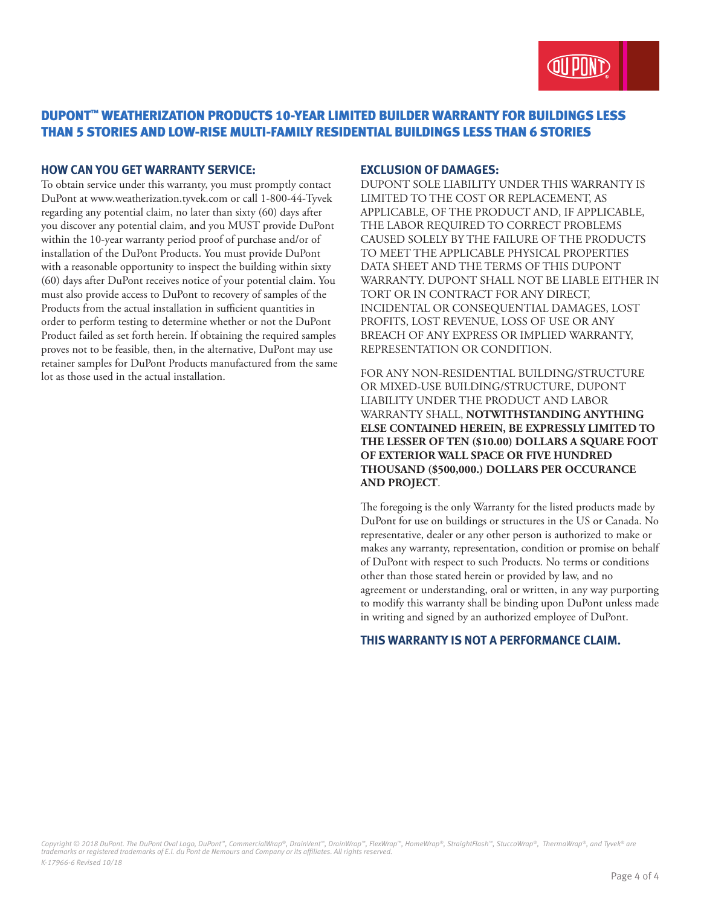# DUPONT™ WEATHERIZATION PRODUCTS 10-YEAR LIMITED BUILDER WARRANTY FOR BUILDINGS LESS THAN 5 STORIES AND LOW-RISE MULTI-FAMILY RESIDENTIAL BUILDINGS LESS THAN 6 STORIES

## HOW CAN YOU GET WARRANTY SERVICE:

To obtain service under this warranty, you must promptly contact DuPont at www.weatherization.tyvek.com or call 1-800-44-Tyvek regarding any potential claim, no later than sixty (60) days after you discover any potential claim, and you MUST provide DuPont within the 10-year warranty period proof of purchase and/or of installation of the DuPont Products. You must provide DuPont with a reasonable opportunity to inspect the building within sixty (60) days after DuPont receives notice of your potential claim. You must also provide access to DuPont to recovery of samples of the Products from the actual installation in sufficient quantities in order to perform testing to determine whether or not the DuPont Product failed as set forth herein. If obtaining the required samples proves not to be feasible, then, in the alternative, DuPont may use retainer samples for DuPont Products manufactured from the same lot as those used in the actual installation.

## EXCLUSION OF DAMAGES:

DUPONT SOLE LIABILITY UNDER THIS WARRANTY IS LIMITED TO THE COST OR REPLACEMENT, AS APPLICABLE, OF THE PRODUCT AND, IF APPLICABLE, THE LABOR REQUIRED TO CORRECT PROBLEMS CAUSED SOLELY BY THE FAILURE OF THE PRODUCTS TO MEET THE APPLICABLE PHYSICAL PROPERTIES DATA SHEET AND THE TERMS OF THIS DUPONT WARRANTY. DUPONT SHALL NOT BE LIABLE EITHER IN TORT OR IN CONTRACT FOR ANY DIRECT, INCIDENTAL OR CONSEQUENTIAL DAMAGES, LOST PROFITS, LOST REVENUE, LOSS OF USE OR ANY BREACH OF ANY EXPRESS OR IMPLIED WARRANTY, REPRESENTATION OR CONDITION.

FOR ANY NON-RESIDENTIAL BUILDING/STRUCTURE OR MIXED-USE BUILDING/STRUCTURE, DUPONT LIABILITY UNDER THE PRODUCT AND LABOR WARRANTY SHALL, **NOTWITHSTANDING ANYTHING ELSE CONTAINED HEREIN, BE EXPRESSLY LIMITED TO THE LESSER OF TEN ($10.00) DOLLARS A SQUARE FOOT OF EXTERIOR WALL SPACE OR FIVE HUNDRED THOUSAND ($500,000.) DOLLARS PER OCCURANCE AND PROJECT**.

The foregoing is the only Warranty for the listed products made by DuPont for use on buildings or structures in the US or Canada. No representative, dealer or any other person is authorized to make or makes any warranty, representation, condition or promise on behalf of DuPont with respect to such Products. No terms or conditions other than those stated herein or provided by law, and no agreement or understanding, oral or written, in any way purporting to modify this warranty shall be binding upon DuPont unless made in writing and signed by an authorized employee of DuPont.

**THIS WARRANTY IS NOT A PERFORMANCE CLAIM.**

*Copyright © 2018 DuPont. The DuPont Oval Logo, DuPont™, CommercialWrap®, DrainVent™, DrainWrap™, FlexWrap™, HomeWrap®, StraightFlash™, StuccoWrap®, ThermaWrap®, and Tyvek® are trademarks or registered trademarks of E.I. du Pont de Nemours and Company or its affiliates. All rights reserved.*

*K-17966-6 Revised 10/18*